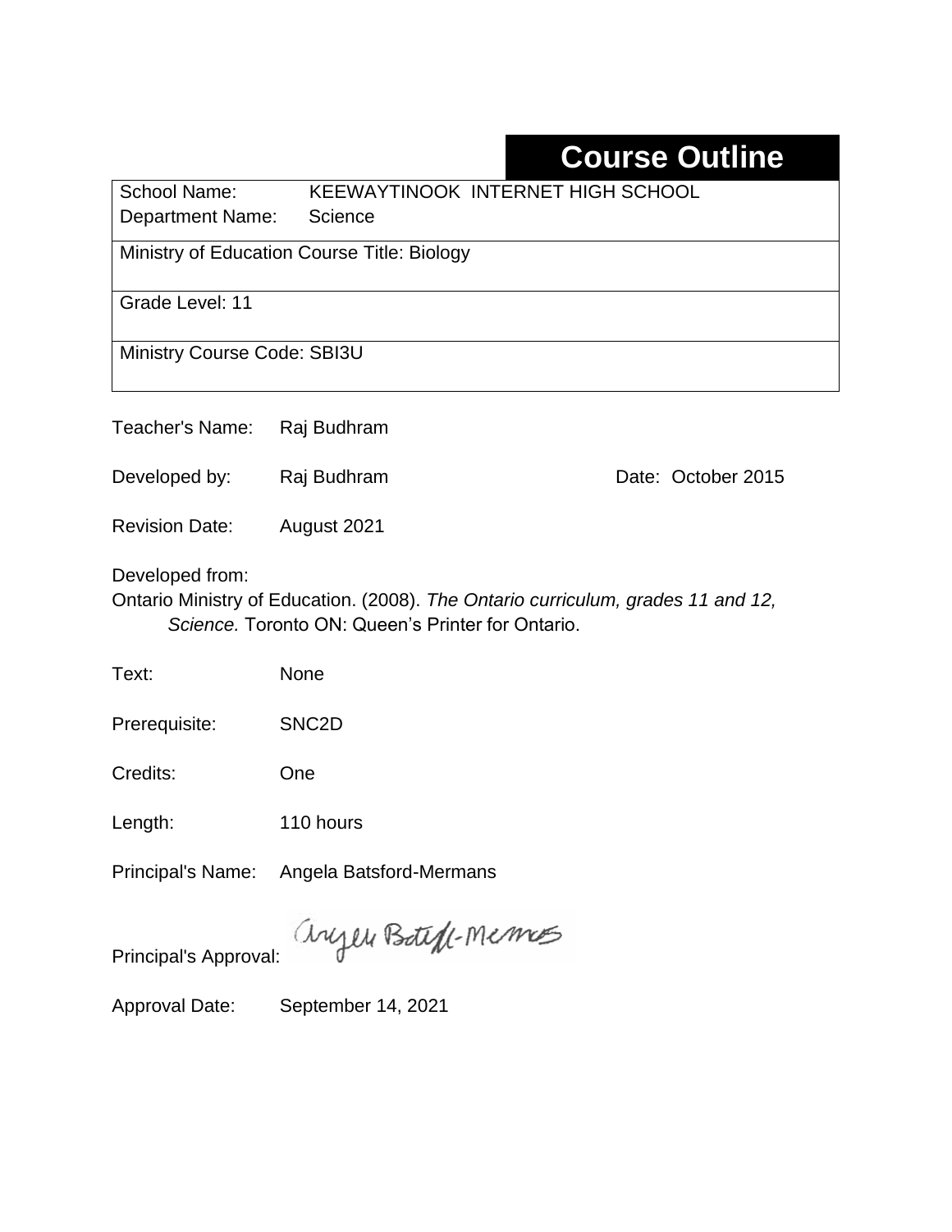# Course Outline

School Name: KEEWAYTINOOK INTERNET HIGH SCHOOL
Department Name: Science

Ministry of Education Course Title: Biology

Grade Level: 11

Ministry Course Code: SBI3U

Teacher's Name: Raj Budhram

Developed by: Raj Budhram    Date: October 2015

Revision Date: August 2021

Developed from:
Ontario Ministry of Education. (2008). *The Ontario curriculum, grades 11 and 12, Science.* Toronto ON: Queen's Printer for Ontario.

Text: None

Prerequisite: SNC2D

Credits: One

Length: 110 hours

Principal's Name: Angela Batsford-Mermans

Principal's Approval: Angela Batsford-Mermans

Approval Date: September 14, 2021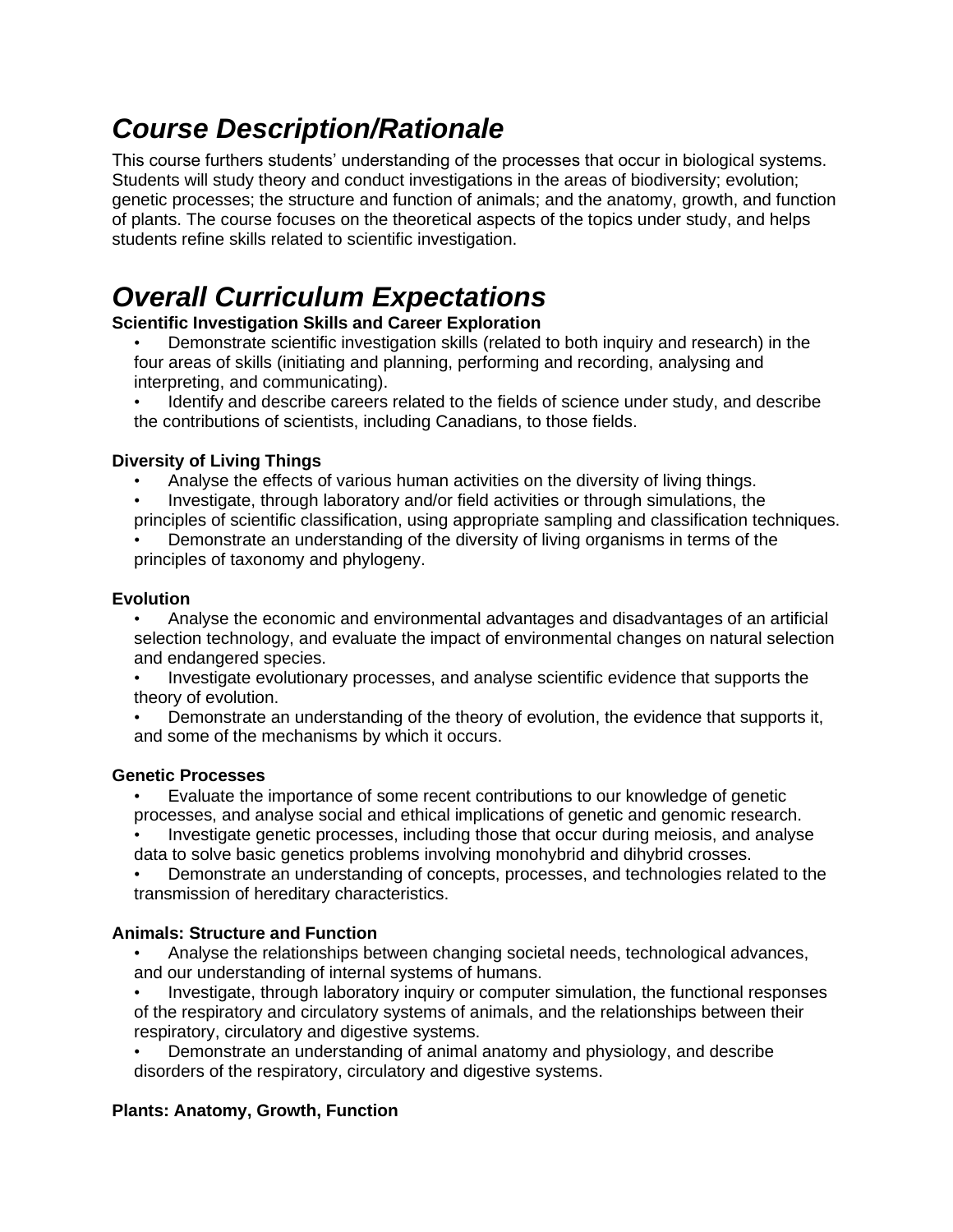# *Course Description/Rationale*

This course furthers students' understanding of the processes that occur in biological systems. Students will study theory and conduct investigations in the areas of biodiversity; evolution; genetic processes; the structure and function of animals; and the anatomy, growth, and function of plants. The course focuses on the theoretical aspects of the topics under study, and helps students refine skills related to scientific investigation.

# *Overall Curriculum Expectations*

**Scientific Investigation Skills and Career Exploration**

- Demonstrate scientific investigation skills (related to both inquiry and research) in the four areas of skills (initiating and planning, performing and recording, analysing and interpreting, and communicating).
- Identify and describe careers related to the fields of science under study, and describe the contributions of scientists, including Canadians, to those fields.

**Diversity of Living Things**

- Analyse the effects of various human activities on the diversity of living things.
- Investigate, through laboratory and/or field activities or through simulations, the principles of scientific classification, using appropriate sampling and classification techniques.
- Demonstrate an understanding of the diversity of living organisms in terms of the principles of taxonomy and phylogeny.

**Evolution**

- Analyse the economic and environmental advantages and disadvantages of an artificial selection technology, and evaluate the impact of environmental changes on natural selection and endangered species.
- Investigate evolutionary processes, and analyse scientific evidence that supports the theory of evolution.
- Demonstrate an understanding of the theory of evolution, the evidence that supports it, and some of the mechanisms by which it occurs.

**Genetic Processes**

- Evaluate the importance of some recent contributions to our knowledge of genetic processes, and analyse social and ethical implications of genetic and genomic research.
- Investigate genetic processes, including those that occur during meiosis, and analyse data to solve basic genetics problems involving monohybrid and dihybrid crosses.
- Demonstrate an understanding of concepts, processes, and technologies related to the transmission of hereditary characteristics.

**Animals: Structure and Function**

- Analyse the relationships between changing societal needs, technological advances, and our understanding of internal systems of humans.
- Investigate, through laboratory inquiry or computer simulation, the functional responses of the respiratory and circulatory systems of animals, and the relationships between their respiratory, circulatory and digestive systems.
- Demonstrate an understanding of animal anatomy and physiology, and describe disorders of the respiratory, circulatory and digestive systems.

**Plants: Anatomy, Growth, Function**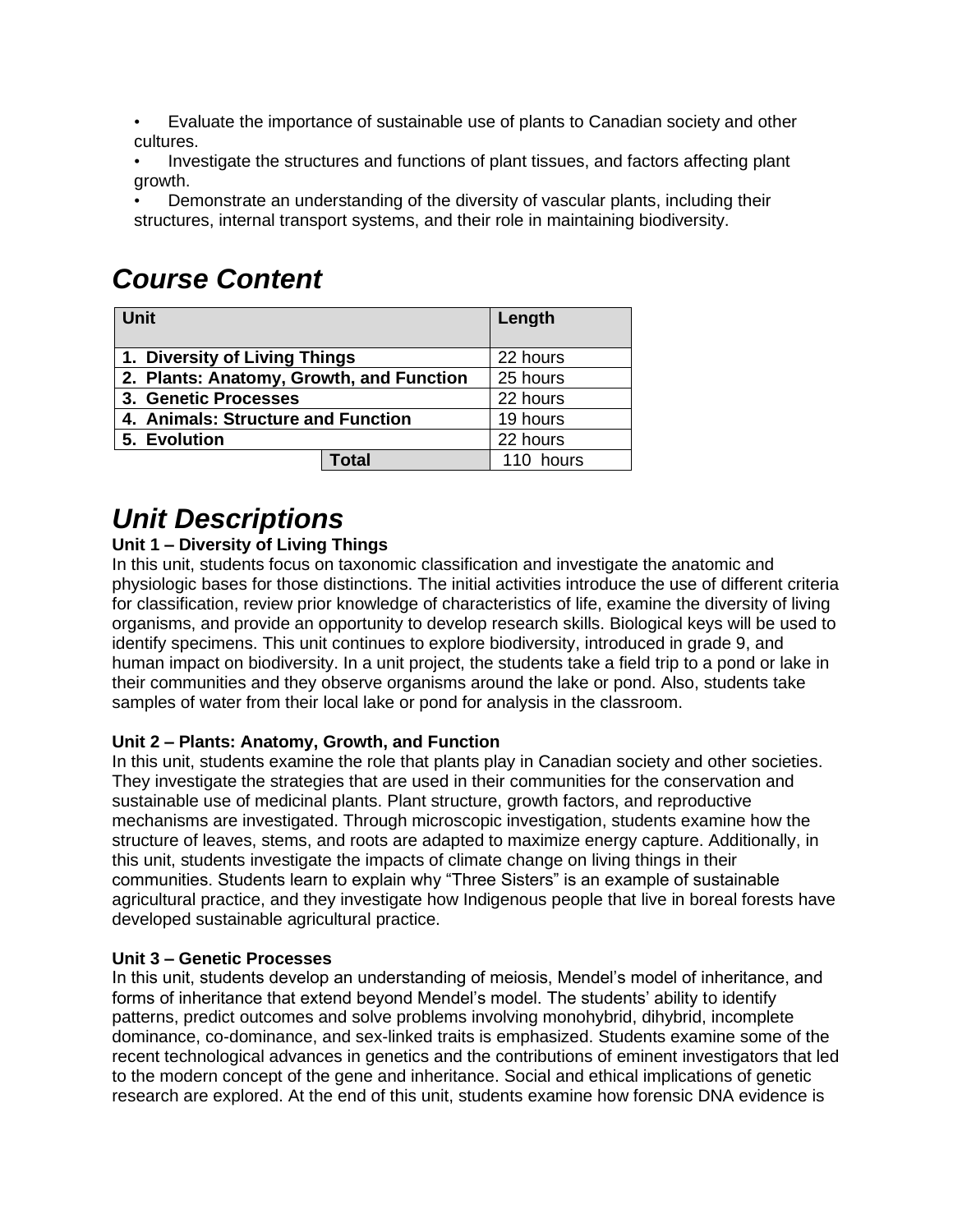- Evaluate the importance of sustainable use of plants to Canadian society and other cultures.
- Investigate the structures and functions of plant tissues, and factors affecting plant growth.
- Demonstrate an understanding of the diversity of vascular plants, including their structures, internal transport systems, and their role in maintaining biodiversity.

# *Course Content*

| Unit | Length |
|---|---|
| **1. Diversity of Living Things** | 22 hours |
| **2. Plants: Anatomy, Growth, and Function** | 25 hours |
| **3. Genetic Processes** | 22 hours |
| **4. Animals: Structure and Function** | 19 hours |
| **5. Evolution** | 22 hours |
| **Total** | 110 hours |

# *Unit Descriptions*

**Unit 1 – Diversity of Living Things**

In this unit, students focus on taxonomic classification and investigate the anatomic and physiologic bases for those distinctions. The initial activities introduce the use of different criteria for classification, review prior knowledge of characteristics of life, examine the diversity of living organisms, and provide an opportunity to develop research skills. Biological keys will be used to identify specimens. This unit continues to explore biodiversity, introduced in grade 9, and human impact on biodiversity. In a unit project, the students take a field trip to a pond or lake in their communities and they observe organisms around the lake or pond. Also, students take samples of water from their local lake or pond for analysis in the classroom.

**Unit 2 – Plants: Anatomy, Growth, and Function**

In this unit, students examine the role that plants play in Canadian society and other societies. They investigate the strategies that are used in their communities for the conservation and sustainable use of medicinal plants. Plant structure, growth factors, and reproductive mechanisms are investigated. Through microscopic investigation, students examine how the structure of leaves, stems, and roots are adapted to maximize energy capture. Additionally, in this unit, students investigate the impacts of climate change on living things in their communities. Students learn to explain why “Three Sisters” is an example of sustainable agricultural practice, and they investigate how Indigenous people that live in boreal forests have developed sustainable agricultural practice.

**Unit 3 – Genetic Processes**

In this unit, students develop an understanding of meiosis, Mendel’s model of inheritance, and forms of inheritance that extend beyond Mendel’s model. The students’ ability to identify patterns, predict outcomes and solve problems involving monohybrid, dihybrid, incomplete dominance, co-dominance, and sex-linked traits is emphasized. Students examine some of the recent technological advances in genetics and the contributions of eminent investigators that led to the modern concept of the gene and inheritance. Social and ethical implications of genetic research are explored. At the end of this unit, students examine how forensic DNA evidence is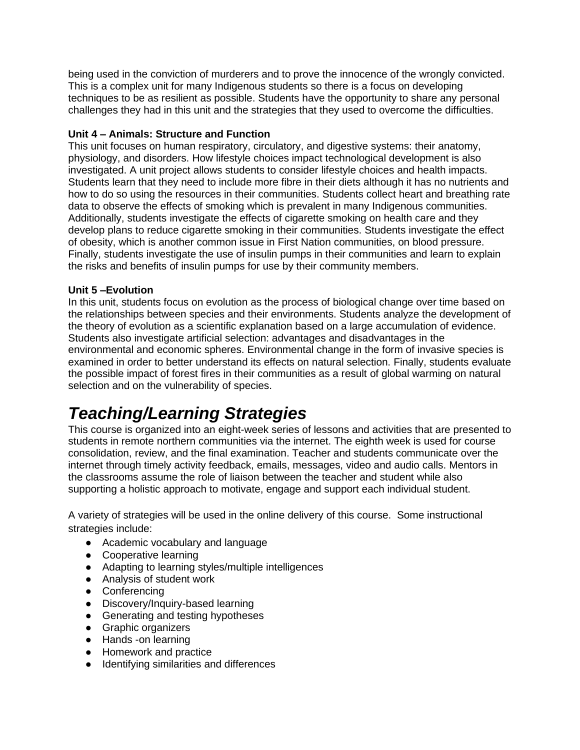being used in the conviction of murderers and to prove the innocence of the wrongly convicted. This is a complex unit for many Indigenous students so there is a focus on developing techniques to be as resilient as possible. Students have the opportunity to share any personal challenges they had in this unit and the strategies that they used to overcome the difficulties.

**Unit 4 – Animals: Structure and Function**
This unit focuses on human respiratory, circulatory, and digestive systems: their anatomy, physiology, and disorders. How lifestyle choices impact technological development is also investigated. A unit project allows students to consider lifestyle choices and health impacts. Students learn that they need to include more fibre in their diets although it has no nutrients and how to do so using the resources in their communities. Students collect heart and breathing rate data to observe the effects of smoking which is prevalent in many Indigenous communities. Additionally, students investigate the effects of cigarette smoking on health care and they develop plans to reduce cigarette smoking in their communities. Students investigate the effect of obesity, which is another common issue in First Nation communities, on blood pressure. Finally, students investigate the use of insulin pumps in their communities and learn to explain the risks and benefits of insulin pumps for use by their community members.

**Unit 5 –Evolution**
In this unit, students focus on evolution as the process of biological change over time based on the relationships between species and their environments. Students analyze the development of the theory of evolution as a scientific explanation based on a large accumulation of evidence. Students also investigate artificial selection: advantages and disadvantages in the environmental and economic spheres. Environmental change in the form of invasive species is examined in order to better understand its effects on natural selection. Finally, students evaluate the possible impact of forest fires in their communities as a result of global warming on natural selection and on the vulnerability of species.

# *Teaching/Learning Strategies*

This course is organized into an eight-week series of lessons and activities that are presented to students in remote northern communities via the internet. The eighth week is used for course consolidation, review, and the final examination. Teacher and students communicate over the internet through timely activity feedback, emails, messages, video and audio calls. Mentors in the classrooms assume the role of liaison between the teacher and student while also supporting a holistic approach to motivate, engage and support each individual student.

A variety of strategies will be used in the online delivery of this course. Some instructional strategies include:

- Academic vocabulary and language
- Cooperative learning
- Adapting to learning styles/multiple intelligences
- Analysis of student work
- Conferencing
- Discovery/Inquiry-based learning
- Generating and testing hypotheses
- Graphic organizers
- Hands -on learning
- Homework and practice
- Identifying similarities and differences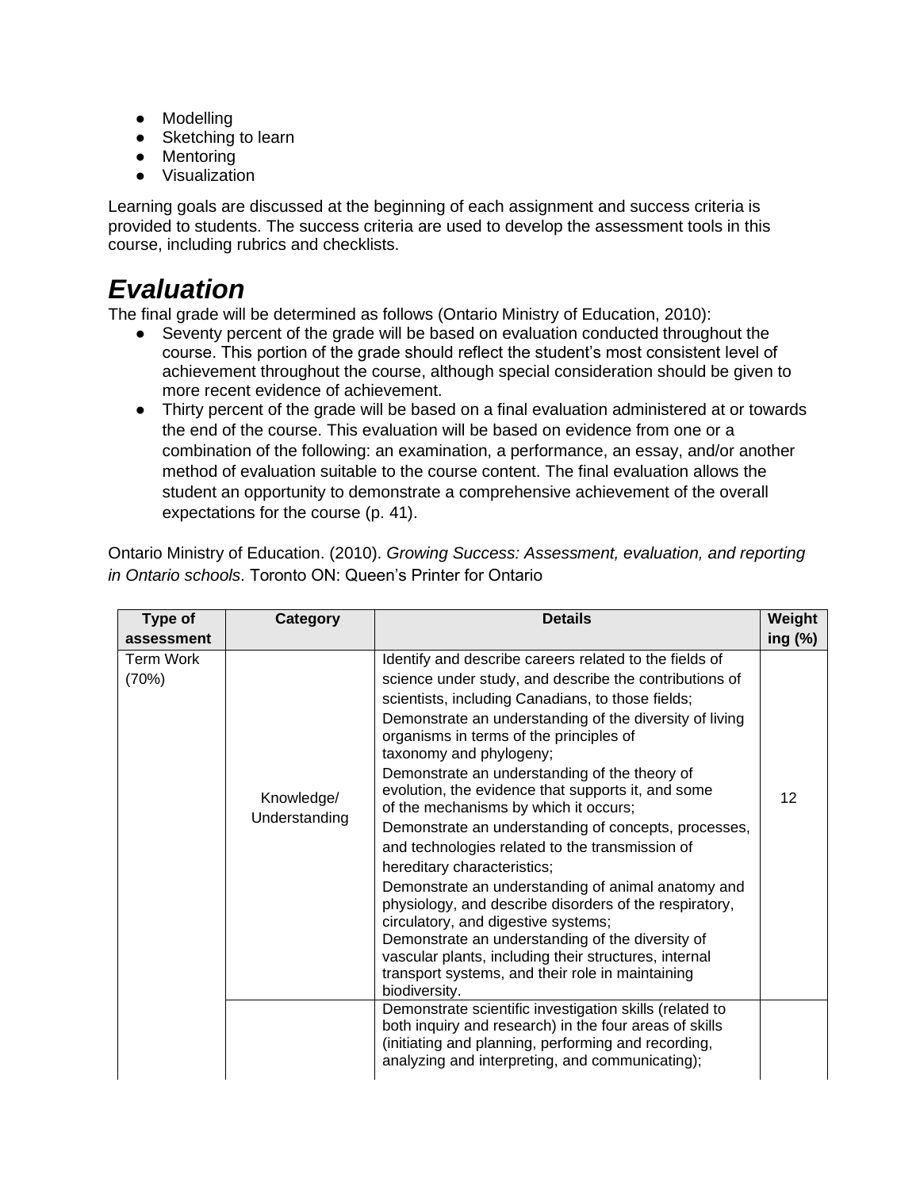- Modelling
- Sketching to learn
- Mentoring
- Visualization

Learning goals are discussed at the beginning of each assignment and success criteria is provided to students. The success criteria are used to develop the assessment tools in this course, including rubrics and checklists.

# *Evaluation*

The final grade will be determined as follows (Ontario Ministry of Education, 2010):

- Seventy percent of the grade will be based on evaluation conducted throughout the course. This portion of the grade should reflect the student's most consistent level of achievement throughout the course, although special consideration should be given to more recent evidence of achievement.
- Thirty percent of the grade will be based on a final evaluation administered at or towards the end of the course. This evaluation will be based on evidence from one or a combination of the following: an examination, a performance, an essay, and/or another method of evaluation suitable to the course content. The final evaluation allows the student an opportunity to demonstrate a comprehensive achievement of the overall expectations for the course (p. 41).

Ontario Ministry of Education. (2010). *Growing Success: Assessment, evaluation, and reporting in Ontario schools*. Toronto ON: Queen's Printer for Ontario

| Type of assessment | Category | Details | Weighting (%) |
| --- | --- | --- | --- |
| Term Work (70%) | Knowledge/ Understanding | Identify and describe careers related to the fields of science under study, and describe the contributions of scientists, including Canadians, to those fields; Demonstrate an understanding of the diversity of living organisms in terms of the principles of taxonomy and phylogeny; Demonstrate an understanding of the theory of evolution, the evidence that supports it, and some of the mechanisms by which it occurs; Demonstrate an understanding of concepts, processes, and technologies related to the transmission of hereditary characteristics; Demonstrate an understanding of animal anatomy and physiology, and describe disorders of the respiratory, circulatory, and digestive systems; Demonstrate an understanding of the diversity of vascular plants, including their structures, internal transport systems, and their role in maintaining biodiversity. | 12 |
| | | Demonstrate scientific investigation skills (related to both inquiry and research) in the four areas of skills (initiating and planning, performing and recording, analyzing and interpreting, and communicating); | |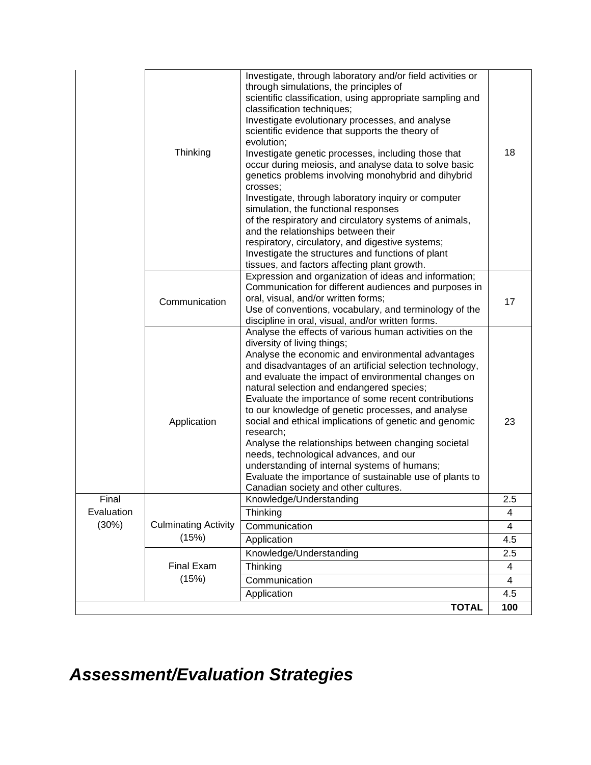|  |  |  |  |
| --- | --- | --- | --- |
|  | Thinking | Investigate, through laboratory and/or field activities or through simulations, the principles of scientific classification, using appropriate sampling and classification techniques;<br>Investigate evolutionary processes, and analyse scientific evidence that supports the theory of evolution;<br>Investigate genetic processes, including those that occur during meiosis, and analyse data to solve basic genetics problems involving monohybrid and dihybrid crosses;<br>Investigate, through laboratory inquiry or computer simulation, the functional responses of the respiratory and circulatory systems of animals, and the relationships between their respiratory, circulatory, and digestive systems;<br>Investigate the structures and functions of plant tissues, and factors affecting plant growth. | 18 |
|  | Communication | Expression and organization of ideas and information;<br>Communication for different audiences and purposes in oral, visual, and/or written forms;<br>Use of conventions, vocabulary, and terminology of the discipline in oral, visual, and/or written forms. | 17 |
|  | Application | Analyse the effects of various human activities on the diversity of living things;<br>Analyse the economic and environmental advantages and disadvantages of an artificial selection technology, and evaluate the impact of environmental changes on natural selection and endangered species;<br>Evaluate the importance of some recent contributions to our knowledge of genetic processes, and analyse social and ethical implications of genetic and genomic research;<br>Analyse the relationships between changing societal needs, technological advances, and our understanding of internal systems of humans;<br>Evaluate the importance of sustainable use of plants to Canadian society and other cultures. | 23 |
| Final Evaluation (30%) | Culminating Activity (15%) | Knowledge/Understanding | 2.5 |
|  |  | Thinking | 4 |
|  |  | Communication | 4 |
|  |  | Application | 4.5 |
|  | Final Exam (15%) | Knowledge/Understanding | 2.5 |
|  |  | Thinking | 4 |
|  |  | Communication | 4 |
|  |  | Application | 4.5 |
|  |  | **TOTAL** | **100** |

## *Assessment/Evaluation Strategies*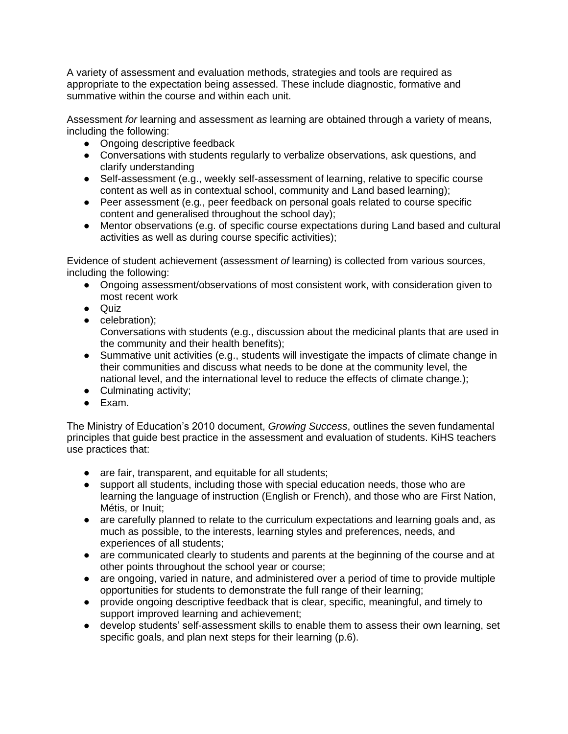A variety of assessment and evaluation methods, strategies and tools are required as appropriate to the expectation being assessed. These include diagnostic, formative and summative within the course and within each unit.

Assessment *for* learning and assessment *as* learning are obtained through a variety of means, including the following:

- Ongoing descriptive feedback
- Conversations with students regularly to verbalize observations, ask questions, and clarify understanding
- Self-assessment (e.g., weekly self-assessment of learning, relative to specific course content as well as in contextual school, community and Land based learning);
- Peer assessment (e.g., peer feedback on personal goals related to course specific content and generalised throughout the school day);
- Mentor observations (e.g. of specific course expectations during Land based and cultural activities as well as during course specific activities);

Evidence of student achievement (assessment *of* learning) is collected from various sources, including the following:

- Ongoing assessment/observations of most consistent work, with consideration given to most recent work
- Quiz
- celebration);
  Conversations with students (e.g., discussion about the medicinal plants that are used in the community and their health benefits);
- Summative unit activities (e.g., students will investigate the impacts of climate change in their communities and discuss what needs to be done at the community level, the national level, and the international level to reduce the effects of climate change.);
- Culminating activity;
- Exam.

The Ministry of Education's 2010 document, *Growing Success*, outlines the seven fundamental principles that guide best practice in the assessment and evaluation of students. KiHS teachers use practices that:

- are fair, transparent, and equitable for all students;
- support all students, including those with special education needs, those who are learning the language of instruction (English or French), and those who are First Nation, Métis, or Inuit;
- are carefully planned to relate to the curriculum expectations and learning goals and, as much as possible, to the interests, learning styles and preferences, needs, and experiences of all students;
- are communicated clearly to students and parents at the beginning of the course and at other points throughout the school year or course;
- are ongoing, varied in nature, and administered over a period of time to provide multiple opportunities for students to demonstrate the full range of their learning;
- provide ongoing descriptive feedback that is clear, specific, meaningful, and timely to support improved learning and achievement;
- develop students' self-assessment skills to enable them to assess their own learning, set specific goals, and plan next steps for their learning (p.6).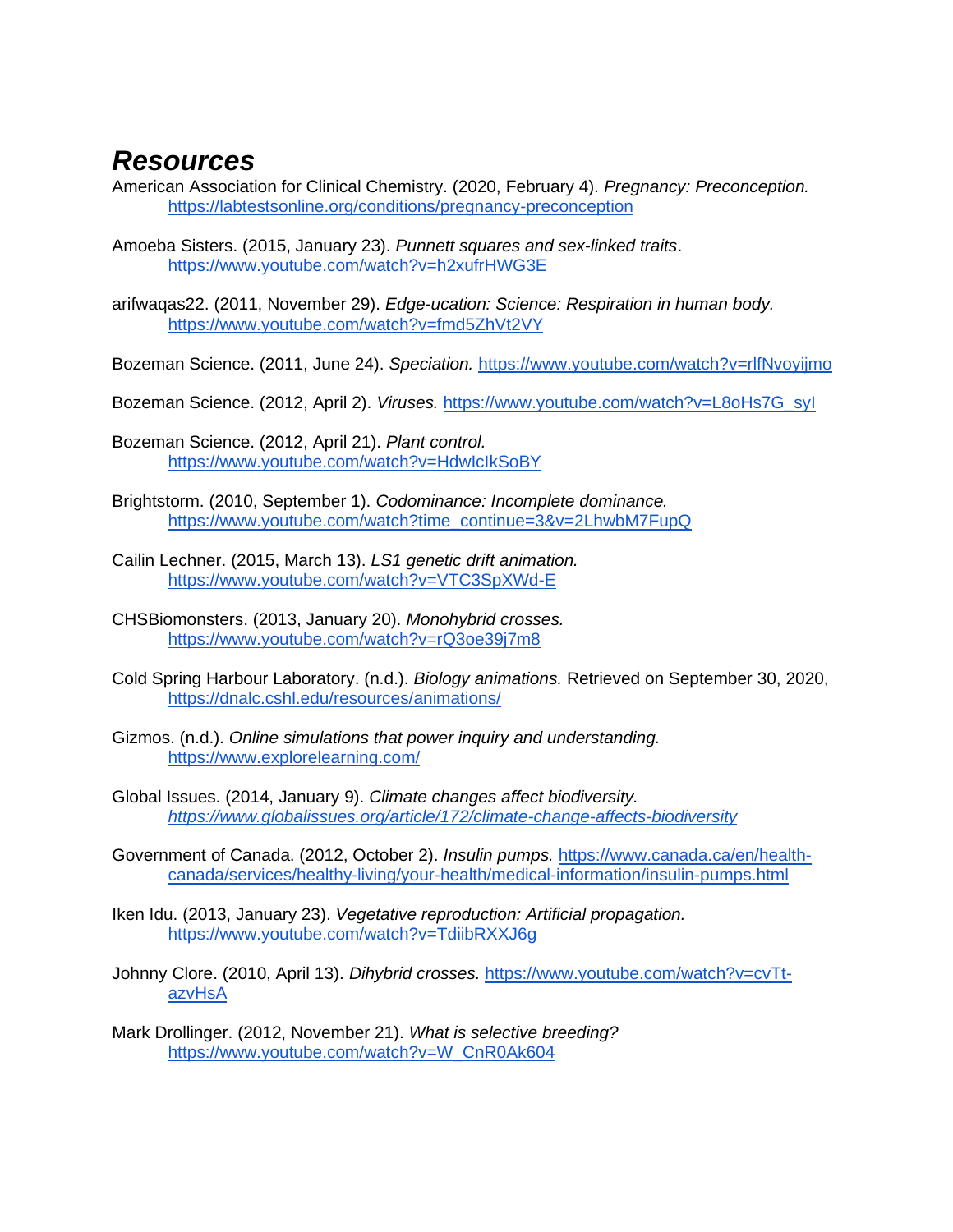# Resources

American Association for Clinical Chemistry. (2020, February 4). *Pregnancy: Preconception.* https://labtestsonline.org/conditions/pregnancy-preconception

Amoeba Sisters. (2015, January 23). *Punnett squares and sex-linked traits*. https://www.youtube.com/watch?v=h2xufrHWG3E

arifwaqas22. (2011, November 29). *Edge-ucation: Science: Respiration in human body.* https://www.youtube.com/watch?v=fmd5ZhVt2VY

Bozeman Science. (2011, June 24). *Speciation.* https://www.youtube.com/watch?v=rlfNvoyijmo

Bozeman Science. (2012, April 2). *Viruses.* https://www.youtube.com/watch?v=L8oHs7G_syI

Bozeman Science. (2012, April 21). *Plant control.* https://www.youtube.com/watch?v=HdwIcIkSoBY

Brightstorm. (2010, September 1). *Codominance: Incomplete dominance.* https://www.youtube.com/watch?time_continue=3&v=2LhwbM7FupQ

Cailin Lechner. (2015, March 13). *LS1 genetic drift animation.* https://www.youtube.com/watch?v=VTC3SpXWd-E

CHSBiomonsters. (2013, January 20). *Monohybrid crosses.* https://www.youtube.com/watch?v=rQ3oe39j7m8

Cold Spring Harbour Laboratory. (n.d.). *Biology animations.* Retrieved on September 30, 2020, https://dnalc.cshl.edu/resources/animations/

Gizmos. (n.d.). *Online simulations that power inquiry and understanding.* https://www.explorelearning.com/

Global Issues. (2014, January 9). *Climate changes affect biodiversity. https://www.globalissues.org/article/172/climate-change-affects-biodiversity*

Government of Canada. (2012, October 2). *Insulin pumps.* https://www.canada.ca/en/health-canada/services/healthy-living/your-health/medical-information/insulin-pumps.html

Iken Idu. (2013, January 23). *Vegetative reproduction: Artificial propagation.* https://www.youtube.com/watch?v=TdiibRXXJ6g

Johnny Clore. (2010, April 13). *Dihybrid crosses.* https://www.youtube.com/watch?v=cvTt-azvHsA

Mark Drollinger. (2012, November 21). *What is selective breeding?* https://www.youtube.com/watch?v=W_CnR0Ak604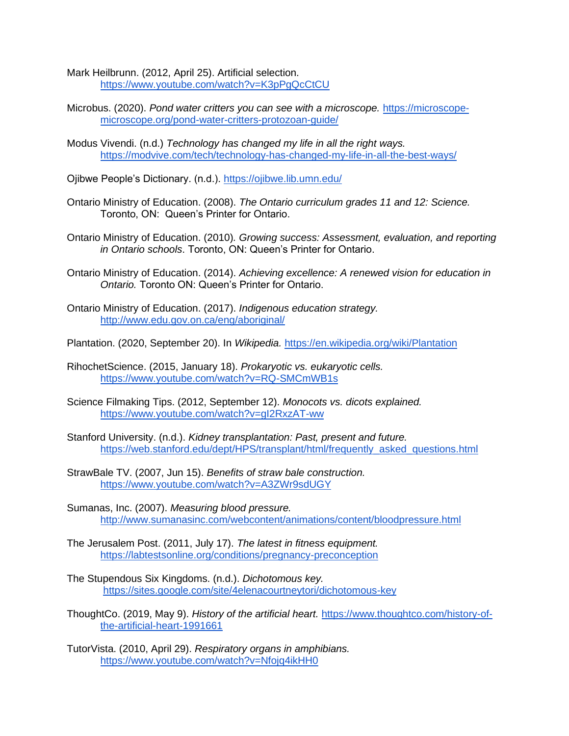Mark Heilbrunn. (2012, April 25). Artificial selection. https://www.youtube.com/watch?v=K3pPgQcCtCU

Microbus. (2020). *Pond water critters you can see with a microscope.* https://microscope-microscope.org/pond-water-critters-protozoan-guide/

Modus Vivendi. (n.d.) *Technology has changed my life in all the right ways.* https://modvive.com/tech/technology-has-changed-my-life-in-all-the-best-ways/

Ojibwe People's Dictionary. (n.d.). https://ojibwe.lib.umn.edu/

Ontario Ministry of Education. (2008). *The Ontario curriculum grades 11 and 12: Science.* Toronto, ON: Queen's Printer for Ontario.

Ontario Ministry of Education. (2010). *Growing success: Assessment, evaluation, and reporting in Ontario schools*. Toronto, ON: Queen's Printer for Ontario.

Ontario Ministry of Education. (2014). *Achieving excellence: A renewed vision for education in Ontario.* Toronto ON: Queen's Printer for Ontario.

Ontario Ministry of Education. (2017). *Indigenous education strategy.* http://www.edu.gov.on.ca/eng/aboriginal/

Plantation. (2020, September 20). In *Wikipedia.* https://en.wikipedia.org/wiki/Plantation

RihochetScience. (2015, January 18). *Prokaryotic vs. eukaryotic cells.* https://www.youtube.com/watch?v=RQ-SMCmWB1s

Science Filmaking Tips. (2012, September 12). *Monocots vs. dicots explained.* https://www.youtube.com/watch?v=gI2RxzAT-ww

Stanford University. (n.d.). *Kidney transplantation: Past, present and future.* https://web.stanford.edu/dept/HPS/transplant/html/frequently_asked_questions.html

StrawBale TV. (2007, Jun 15). *Benefits of straw bale construction.* https://www.youtube.com/watch?v=A3ZWr9sdUGY

Sumanas, Inc. (2007). *Measuring blood pressure.* http://www.sumanasinc.com/webcontent/animations/content/bloodpressure.html

The Jerusalem Post. (2011, July 17). *The latest in fitness equipment.* https://labtestsonline.org/conditions/pregnancy-preconception

The Stupendous Six Kingdoms. (n.d.). *Dichotomous key.* https://sites.google.com/site/4elenacourtneytori/dichotomous-key

ThoughtCo. (2019, May 9). *History of the artificial heart.* https://www.thoughtco.com/history-of-the-artificial-heart-1991661

TutorVista. (2010, April 29). *Respiratory organs in amphibians.* https://www.youtube.com/watch?v=Nfojq4ikHH0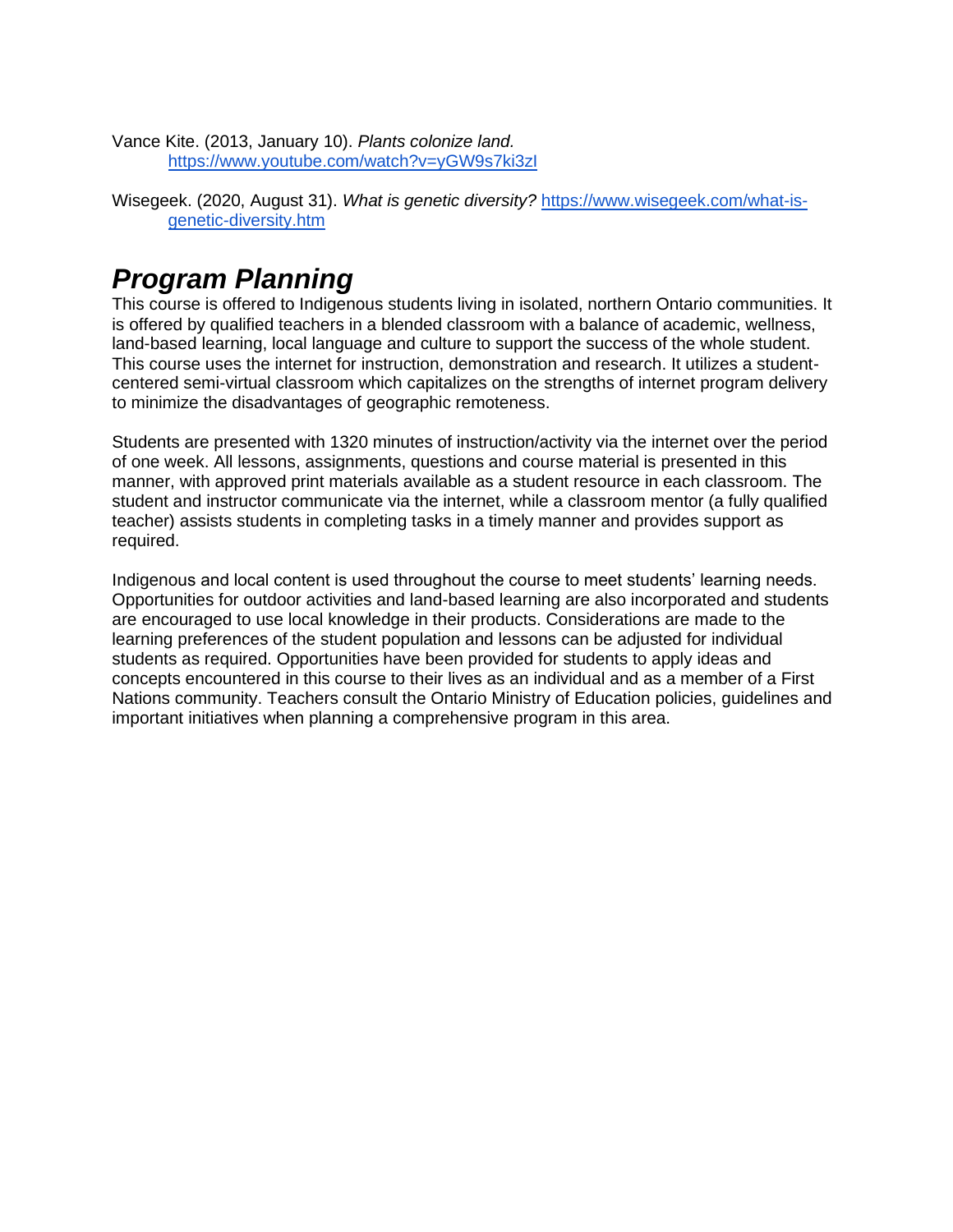Vance Kite. (2013, January 10). *Plants colonize land.* https://www.youtube.com/watch?v=yGW9s7ki3zI

Wisegeek. (2020, August 31). *What is genetic diversity?* https://www.wisegeek.com/what-is-genetic-diversity.htm

## *Program Planning*

This course is offered to Indigenous students living in isolated, northern Ontario communities. It is offered by qualified teachers in a blended classroom with a balance of academic, wellness, land-based learning, local language and culture to support the success of the whole student. This course uses the internet for instruction, demonstration and research. It utilizes a student-centered semi-virtual classroom which capitalizes on the strengths of internet program delivery to minimize the disadvantages of geographic remoteness.

Students are presented with 1320 minutes of instruction/activity via the internet over the period of one week. All lessons, assignments, questions and course material is presented in this manner, with approved print materials available as a student resource in each classroom. The student and instructor communicate via the internet, while a classroom mentor (a fully qualified teacher) assists students in completing tasks in a timely manner and provides support as required.

Indigenous and local content is used throughout the course to meet students' learning needs. Opportunities for outdoor activities and land-based learning are also incorporated and students are encouraged to use local knowledge in their products. Considerations are made to the learning preferences of the student population and lessons can be adjusted for individual students as required. Opportunities have been provided for students to apply ideas and concepts encountered in this course to their lives as an individual and as a member of a First Nations community. Teachers consult the Ontario Ministry of Education policies, guidelines and important initiatives when planning a comprehensive program in this area.